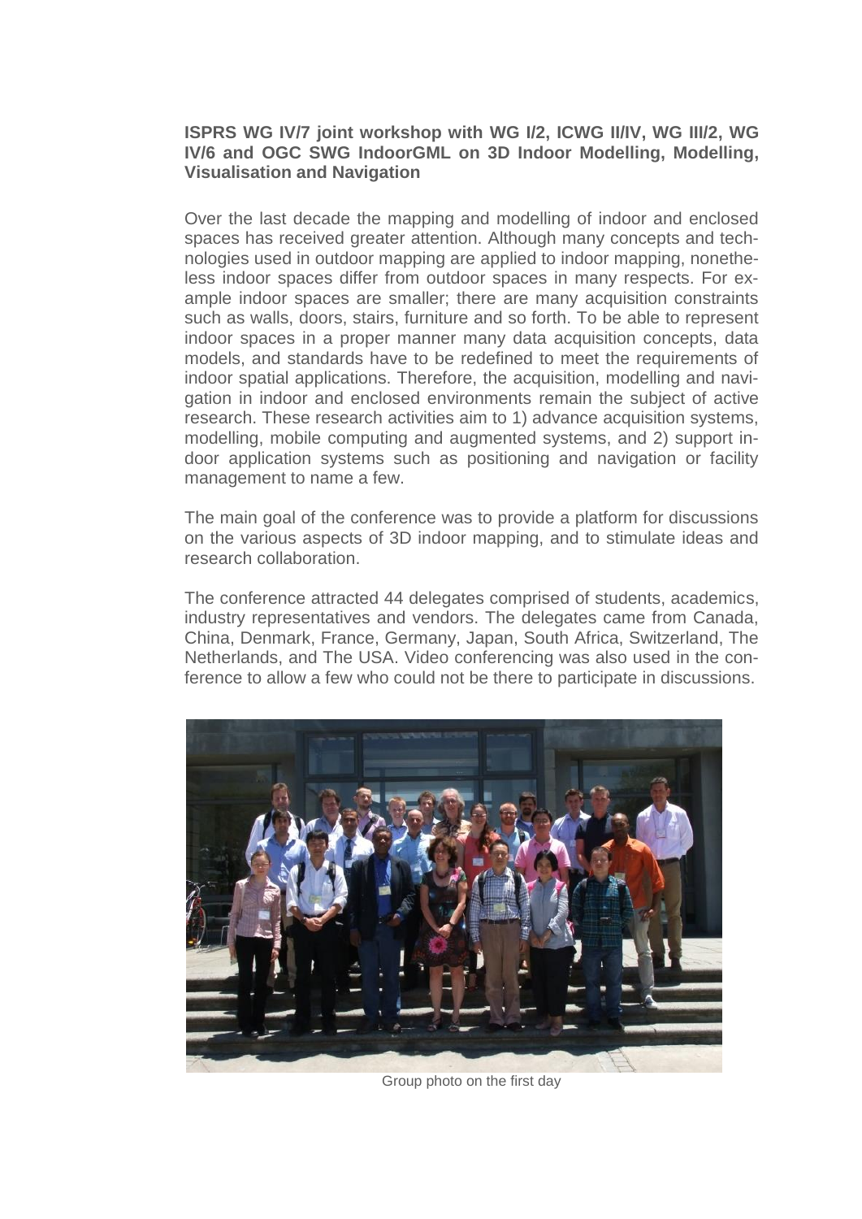**ISPRS WG IV/7 joint workshop with WG I/2, ICWG II/IV, WG III/2, WG IV/6 and OGC SWG IndoorGML on 3D Indoor Modelling, Modelling, Visualisation and Navigation**

Over the last decade the mapping and modelling of indoor and enclosed spaces has received greater attention. Although many concepts and technologies used in outdoor mapping are applied to indoor mapping, nonetheless indoor spaces differ from outdoor spaces in many respects. For example indoor spaces are smaller; there are many acquisition constraints such as walls, doors, stairs, furniture and so forth. To be able to represent indoor spaces in a proper manner many data acquisition concepts, data models, and standards have to be redefined to meet the requirements of indoor spatial applications. Therefore, the acquisition, modelling and navigation in indoor and enclosed environments remain the subject of active research. These research activities aim to 1) advance acquisition systems, modelling, mobile computing and augmented systems, and 2) support indoor application systems such as positioning and navigation or facility management to name a few.

The main goal of the conference was to provide a platform for discussions on the various aspects of 3D indoor mapping, and to stimulate ideas and research collaboration.

The conference attracted 44 delegates comprised of students, academics, industry representatives and vendors. The delegates came from Canada, China, Denmark, France, Germany, Japan, South Africa, Switzerland, The Netherlands, and The USA. Video conferencing was also used in the conference to allow a few who could not be there to participate in discussions.

Group photo on the first day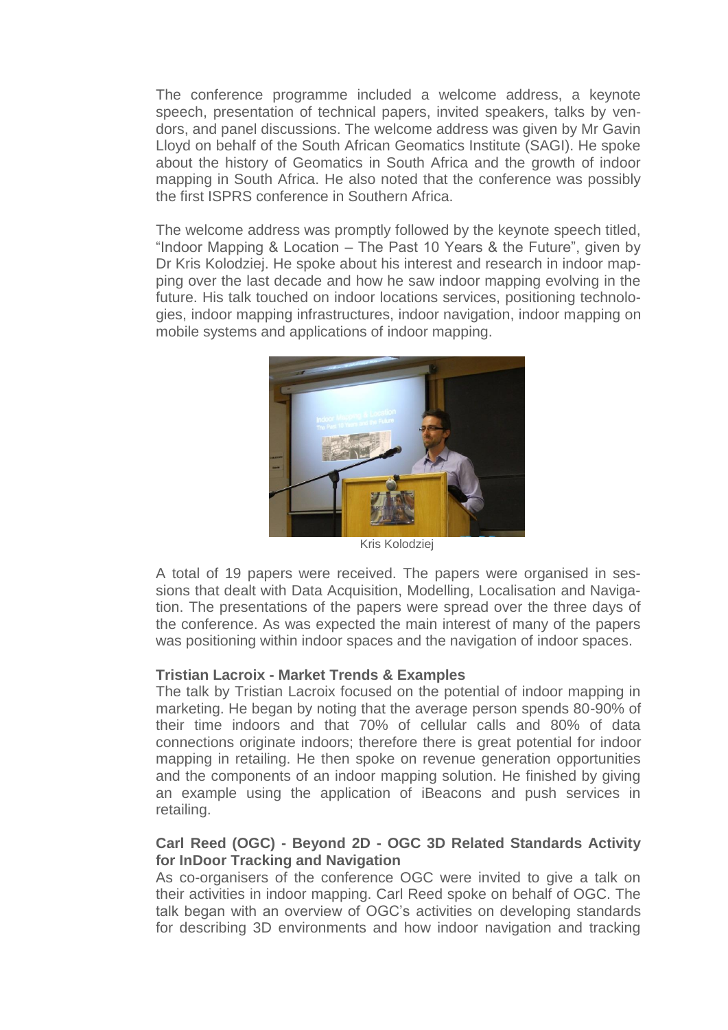The conference programme included a welcome address, a keynote speech, presentation of technical papers, invited speakers, talks by vendors, and panel discussions. The welcome address was given by Mr Gavin Lloyd on behalf of the South African Geomatics Institute (SAGI). He spoke about the history of Geomatics in South Africa and the growth of indoor mapping in South Africa. He also noted that the conference was possibly the first ISPRS conference in Southern Africa.

The welcome address was promptly followed by the keynote speech titled, "Indoor Mapping & Location – The Past 10 Years & the Future", given by Dr Kris Kolodziej. He spoke about his interest and research in indoor mapping over the last decade and how he saw indoor mapping evolving in the future. His talk touched on indoor locations services, positioning technologies, indoor mapping infrastructures, indoor navigation, indoor mapping on mobile systems and applications of indoor mapping.

Kris Kolodziej

A total of 19 papers were received. The papers were organised in sessions that dealt with Data Acquisition, Modelling, Localisation and Navigation. The presentations of the papers were spread over the three days of the conference. As was expected the main interest of many of the papers was positioning within indoor spaces and the navigation of indoor spaces.

**Tristian Lacroix - Market Trends & Examples**

The talk by Tristian Lacroix focused on the potential of indoor mapping in marketing. He began by noting that the average person spends 80-90% of their time indoors and that 70% of cellular calls and 80% of data connections originate indoors; therefore there is great potential for indoor mapping in retailing. He then spoke on revenue generation opportunities and the components of an indoor mapping solution. He finished by giving an example using the application of iBeacons and push services in retailing.

**Carl Reed (OGC) - Beyond 2D - OGC 3D Related Standards Activity for InDoor Tracking and Navigation**

As co-organisers of the conference OGC were invited to give a talk on their activities in indoor mapping. Carl Reed spoke on behalf of OGC. The talk began with an overview of OGC's activities on developing standards for describing 3D environments and how indoor navigation and tracking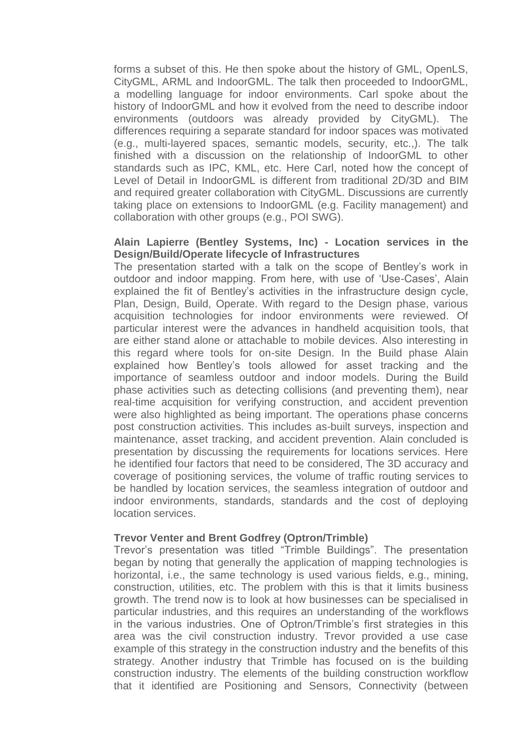forms a subset of this. He then spoke about the history of GML, OpenLS, CityGML, ARML and IndoorGML. The talk then proceeded to IndoorGML, a modelling language for indoor environments. Carl spoke about the history of IndoorGML and how it evolved from the need to describe indoor environments (outdoors was already provided by CityGML). The differences requiring a separate standard for indoor spaces was motivated (e.g., multi-layered spaces, semantic models, security, etc.,). The talk finished with a discussion on the relationship of IndoorGML to other standards such as IPC, KML, etc. Here Carl, noted how the concept of Level of Detail in IndoorGML is different from traditional 2D/3D and BIM and required greater collaboration with CityGML. Discussions are currently taking place on extensions to IndoorGML (e.g. Facility management) and collaboration with other groups (e.g., POI SWG).

**Alain Lapierre (Bentley Systems, Inc) - Location services in the Design/Build/Operate lifecycle of Infrastructures**

The presentation started with a talk on the scope of Bentley's work in outdoor and indoor mapping. From here, with use of 'Use-Cases', Alain explained the fit of Bentley's activities in the infrastructure design cycle, Plan, Design, Build, Operate. With regard to the Design phase, various acquisition technologies for indoor environments were reviewed. Of particular interest were the advances in handheld acquisition tools, that are either stand alone or attachable to mobile devices. Also interesting in this regard where tools for on-site Design. In the Build phase Alain explained how Bentley's tools allowed for asset tracking and the importance of seamless outdoor and indoor models. During the Build phase activities such as detecting collisions (and preventing them), near real-time acquisition for verifying construction, and accident prevention were also highlighted as being important. The operations phase concerns post construction activities. This includes as-built surveys, inspection and maintenance, asset tracking, and accident prevention. Alain concluded is presentation by discussing the requirements for locations services. Here he identified four factors that need to be considered, The 3D accuracy and coverage of positioning services, the volume of traffic routing services to be handled by location services, the seamless integration of outdoor and indoor environments, standards, standards and the cost of deploying location services.

**Trevor Venter and Brent Godfrey (Optron/Trimble)**

Trevor's presentation was titled "Trimble Buildings". The presentation began by noting that generally the application of mapping technologies is horizontal, i.e., the same technology is used various fields, e.g., mining, construction, utilities, etc. The problem with this is that it limits business growth. The trend now is to look at how businesses can be specialised in particular industries, and this requires an understanding of the workflows in the various industries. One of Optron/Trimble's first strategies in this area was the civil construction industry. Trevor provided a use case example of this strategy in the construction industry and the benefits of this strategy. Another industry that Trimble has focused on is the building construction industry. The elements of the building construction workflow that it identified are Positioning and Sensors, Connectivity (between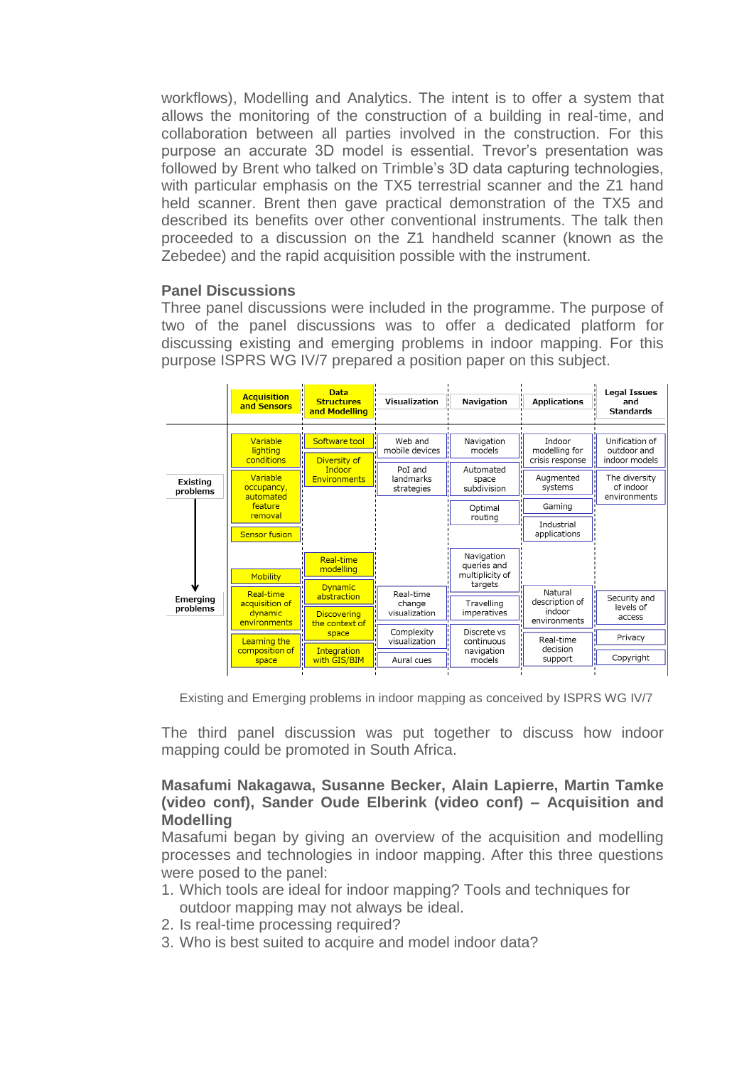workflows), Modelling and Analytics. The intent is to offer a system that allows the monitoring of the construction of a building in real-time, and collaboration between all parties involved in the construction. For this purpose an accurate 3D model is essential. Trevor's presentation was followed by Brent who talked on Trimble's 3D data capturing technologies, with particular emphasis on the TX5 terrestrial scanner and the Z1 hand held scanner. Brent then gave practical demonstration of the TX5 and described its benefits over other conventional instruments. The talk then proceeded to a discussion on the Z1 handheld scanner (known as the Zebedee) and the rapid acquisition possible with the instrument.

### Panel Discussions

Three panel discussions were included in the programme. The purpose of two of the panel discussions was to offer a dedicated platform for discussing existing and emerging problems in indoor mapping. For this purpose ISPRS WG IV/7 prepared a position paper on this subject.

Existing problems
Emerging problems

Acquisition and Sensors
Variable lighting conditions
Variable occupancy, automated feature removal
Sensor fusion
Mobility
Real-time acquisition of dynamic environments
Learning the composition of space

Data Structures and Modelling
Software tool
Diversity of Indoor Environments
Real-time modelling
Dynamic abstraction
Discovering the context of space
Integration with GIS/BIM

Visualization
Web and mobile devices
PoI and landmarks strategies
Real-time change visualization
Complexity visualization
Aural cues

Navigation
Navigation models
Automated space subdivision
Optimal routing
Navigation queries and multiplicity of targets
Travelling imperatives
Discrete vs continuous navigation models

Applications
Indoor modelling for crisis response
Augmented systems
Gaming
Industrial applications
Natural description of indoor environments
Real-time decision support

Legal Issues and Standards
Unification of outdoor and indoor models
The diversity of indoor environments
Security and levels of access
Privacy
Copyright

Existing and Emerging problems in indoor mapping as conceived by ISPRS WG IV/7

The third panel discussion was put together to discuss how indoor mapping could be promoted in South Africa.

### Masafumi Nakagawa, Susanne Becker, Alain Lapierre, Martin Tamke (video conf), Sander Oude Elberink (video conf) – Acquisition and Modelling

Masafumi began by giving an overview of the acquisition and modelling processes and technologies in indoor mapping. After this three questions were posed to the panel:

1. Which tools are ideal for indoor mapping? Tools and techniques for outdoor mapping may not always be ideal.
2. Is real-time processing required?
3. Who is best suited to acquire and model indoor data?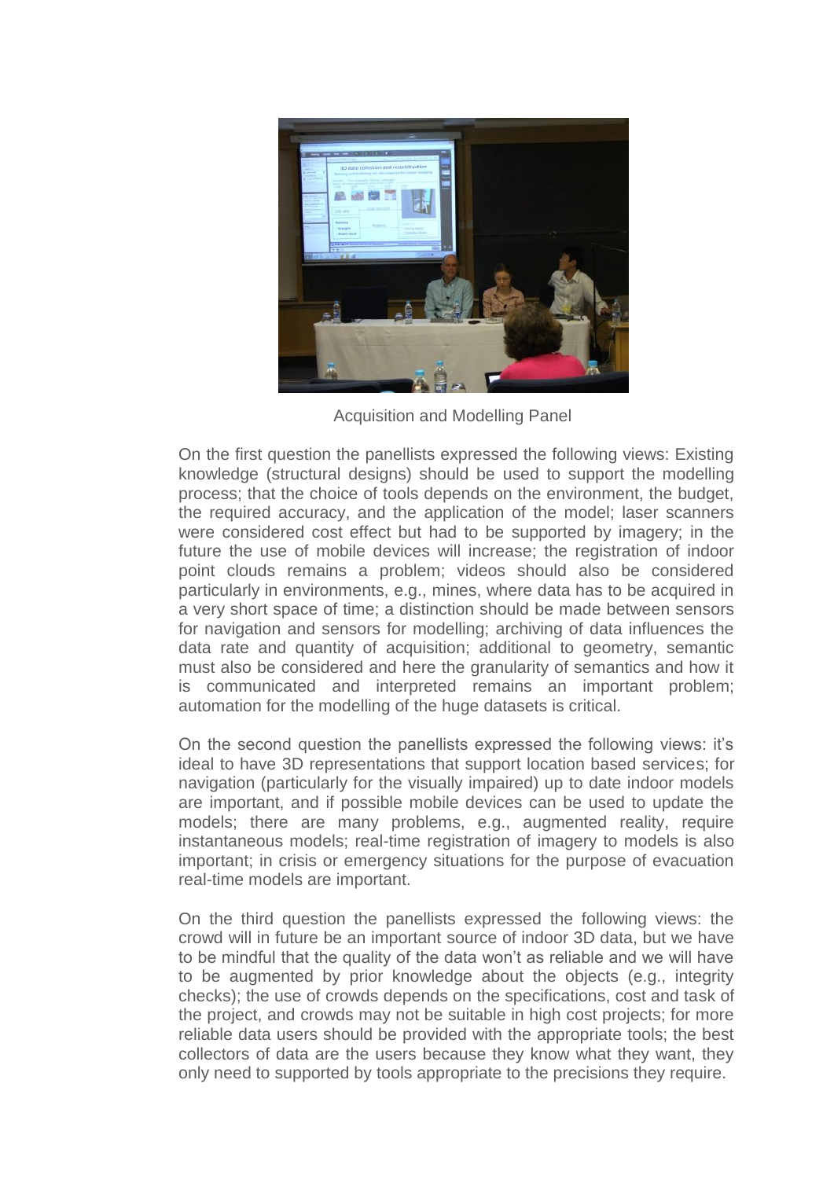Acquisition and Modelling Panel

On the first question the panellists expressed the following views: Existing knowledge (structural designs) should be used to support the modelling process; that the choice of tools depends on the environment, the budget, the required accuracy, and the application of the model; laser scanners were considered cost effect but had to be supported by imagery; in the future the use of mobile devices will increase; the registration of indoor point clouds remains a problem; videos should also be considered particularly in environments, e.g., mines, where data has to be acquired in a very short space of time; a distinction should be made between sensors for navigation and sensors for modelling; archiving of data influences the data rate and quantity of acquisition; additional to geometry, semantic must also be considered and here the granularity of semantics and how it is communicated and interpreted remains an important problem; automation for the modelling of the huge datasets is critical.

On the second question the panellists expressed the following views: it's ideal to have 3D representations that support location based services; for navigation (particularly for the visually impaired) up to date indoor models are important, and if possible mobile devices can be used to update the models; there are many problems, e.g., augmented reality, require instantaneous models; real-time registration of imagery to models is also important; in crisis or emergency situations for the purpose of evacuation real-time models are important.

On the third question the panellists expressed the following views: the crowd will in future be an important source of indoor 3D data, but we have to be mindful that the quality of the data won't as reliable and we will have to be augmented by prior knowledge about the objects (e.g., integrity checks); the use of crowds depends on the specifications, cost and task of the project, and crowds may not be suitable in high cost projects; for more reliable data users should be provided with the appropriate tools; the best collectors of data are the users because they know what they want, they only need to supported by tools appropriate to the precisions they require.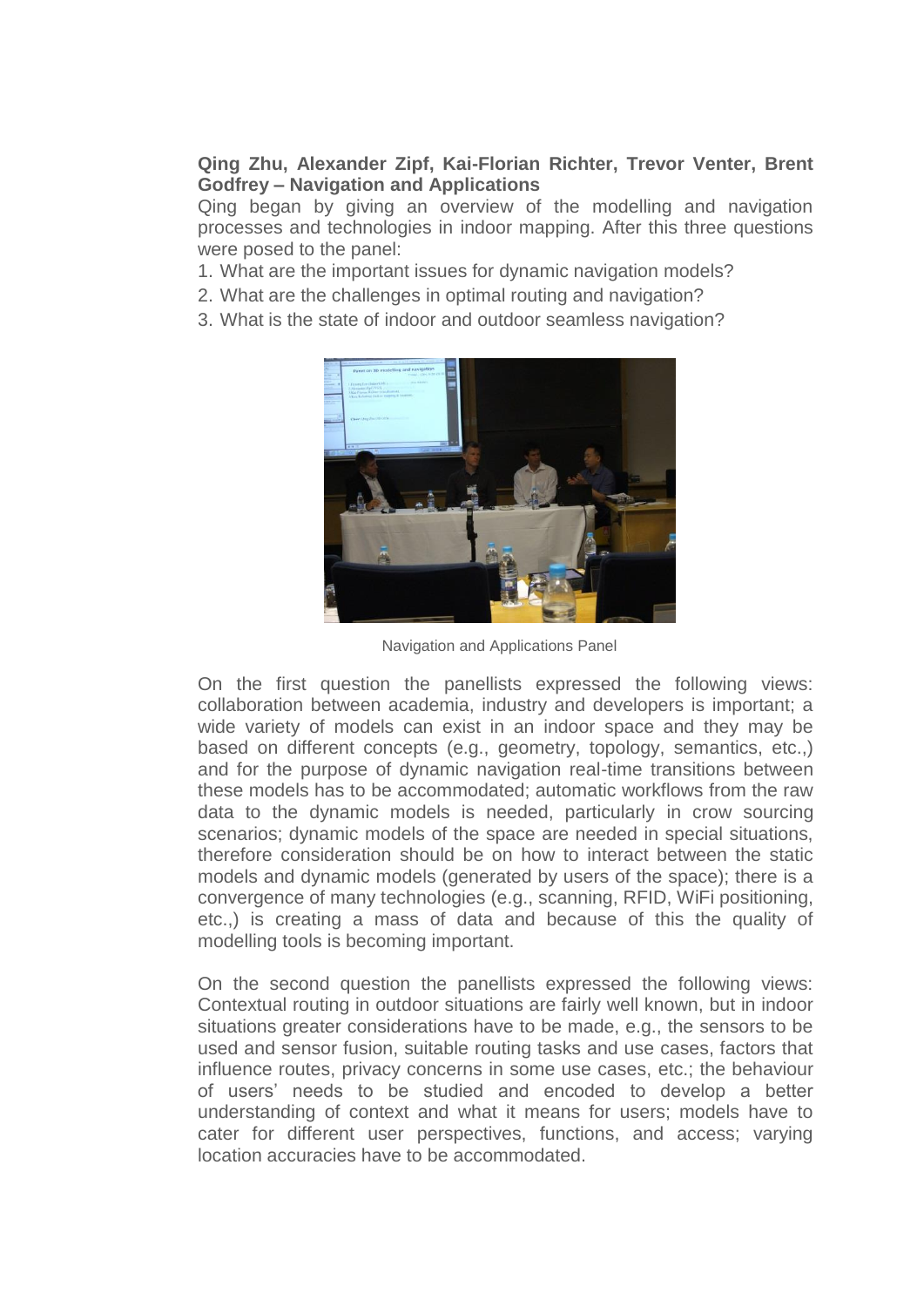**Qing Zhu, Alexander Zipf, Kai-Florian Richter, Trevor Venter, Brent Godfrey – Navigation and Applications**

Qing began by giving an overview of the modelling and navigation processes and technologies in indoor mapping. After this three questions were posed to the panel:

1. What are the important issues for dynamic navigation models?
2. What are the challenges in optimal routing and navigation?
3. What is the state of indoor and outdoor seamless navigation?

Navigation and Applications Panel

On the first question the panellists expressed the following views: collaboration between academia, industry and developers is important; a wide variety of models can exist in an indoor space and they may be based on different concepts (e.g., geometry, topology, semantics, etc.,) and for the purpose of dynamic navigation real-time transitions between these models has to be accommodated; automatic workflows from the raw data to the dynamic models is needed, particularly in crow sourcing scenarios; dynamic models of the space are needed in special situations, therefore consideration should be on how to interact between the static models and dynamic models (generated by users of the space); there is a convergence of many technologies (e.g., scanning, RFID, WiFi positioning, etc.,) is creating a mass of data and because of this the quality of modelling tools is becoming important.

On the second question the panellists expressed the following views: Contextual routing in outdoor situations are fairly well known, but in indoor situations greater considerations have to be made, e.g., the sensors to be used and sensor fusion, suitable routing tasks and use cases, factors that influence routes, privacy concerns in some use cases, etc.; the behaviour of users' needs to be studied and encoded to develop a better understanding of context and what it means for users; models have to cater for different user perspectives, functions, and access; varying location accuracies have to be accommodated.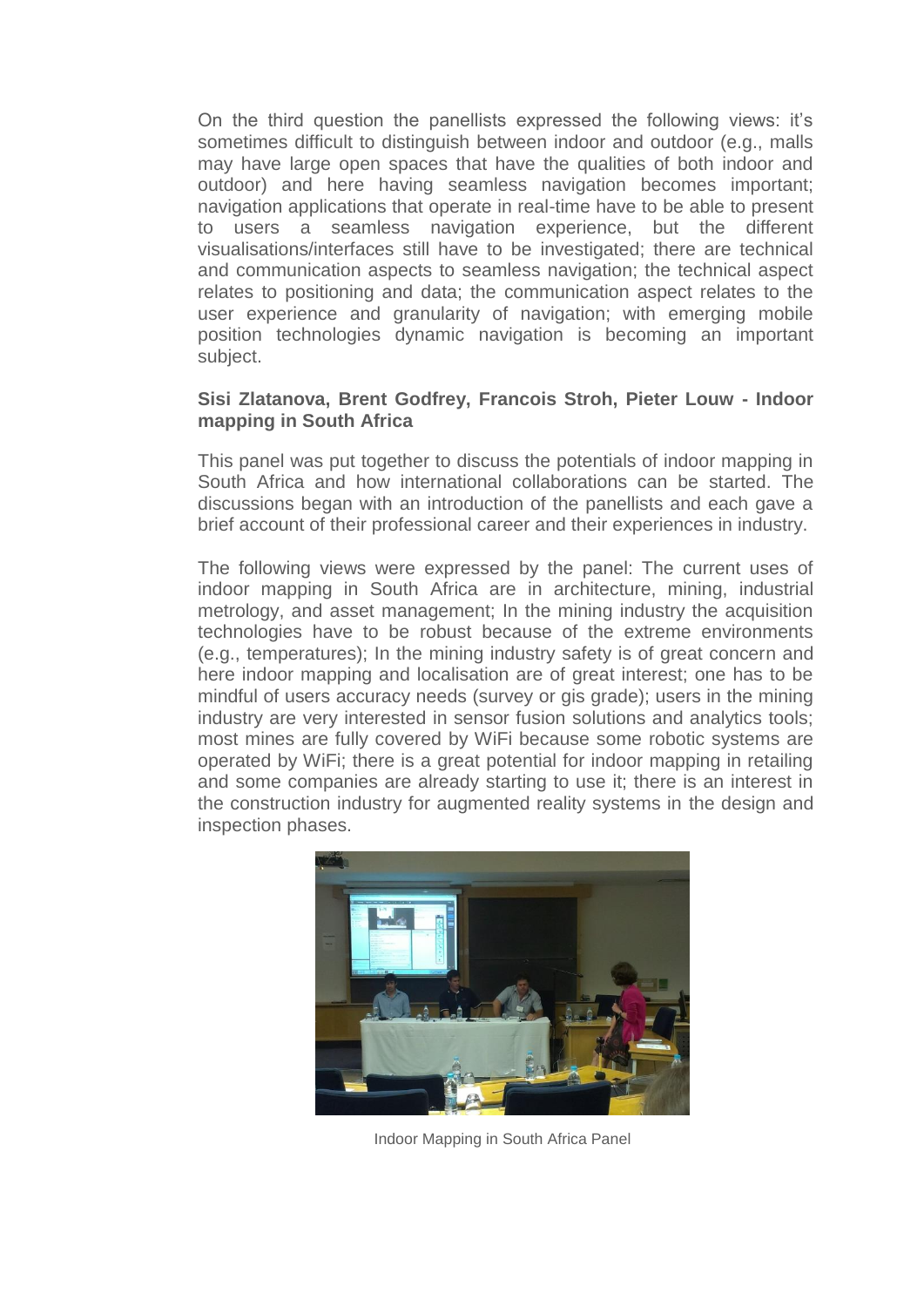On the third question the panellists expressed the following views: it's sometimes difficult to distinguish between indoor and outdoor (e.g., malls may have large open spaces that have the qualities of both indoor and outdoor) and here having seamless navigation becomes important; navigation applications that operate in real-time have to be able to present to users a seamless navigation experience, but the different visualisations/interfaces still have to be investigated; there are technical and communication aspects to seamless navigation; the technical aspect relates to positioning and data; the communication aspect relates to the user experience and granularity of navigation; with emerging mobile position technologies dynamic navigation is becoming an important subject.

**Sisi Zlatanova, Brent Godfrey, Francois Stroh, Pieter Louw - Indoor mapping in South Africa**

This panel was put together to discuss the potentials of indoor mapping in South Africa and how international collaborations can be started. The discussions began with an introduction of the panellists and each gave a brief account of their professional career and their experiences in industry.

The following views were expressed by the panel: The current uses of indoor mapping in South Africa are in architecture, mining, industrial metrology, and asset management; In the mining industry the acquisition technologies have to be robust because of the extreme environments (e.g., temperatures); In the mining industry safety is of great concern and here indoor mapping and localisation are of great interest; one has to be mindful of users accuracy needs (survey or gis grade); users in the mining industry are very interested in sensor fusion solutions and analytics tools; most mines are fully covered by WiFi because some robotic systems are operated by WiFi; there is a great potential for indoor mapping in retailing and some companies are already starting to use it; there is an interest in the construction industry for augmented reality systems in the design and inspection phases.

Indoor Mapping in South Africa Panel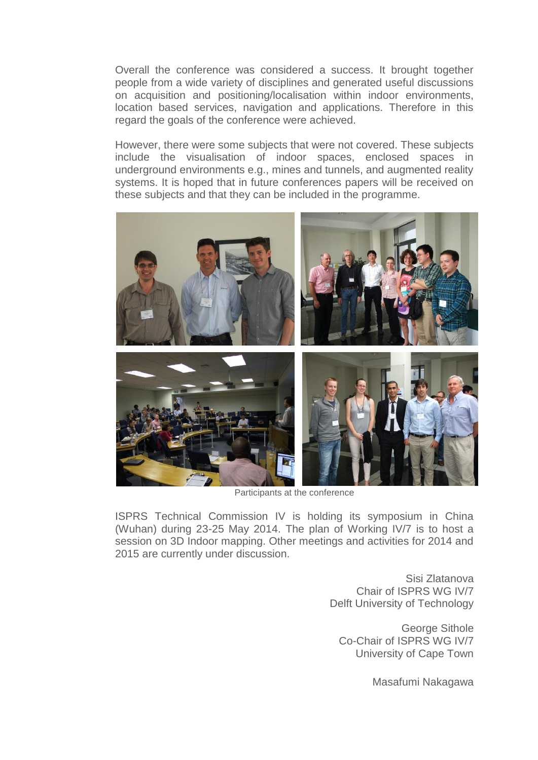Overall the conference was considered a success. It brought together people from a wide variety of disciplines and generated useful discussions on acquisition and positioning/localisation within indoor environments, location based services, navigation and applications. Therefore in this regard the goals of the conference were achieved.

However, there were some subjects that were not covered. These subjects include the visualisation of indoor spaces, enclosed spaces in underground environments e.g., mines and tunnels, and augmented reality systems. It is hoped that in future conferences papers will be received on these subjects and that they can be included in the programme.

Participants at the conference

ISPRS Technical Commission IV is holding its symposium in China (Wuhan) during 23-25 May 2014. The plan of Working IV/7 is to host a session on 3D Indoor mapping. Other meetings and activities for 2014 and 2015 are currently under discussion.

Sisi Zlatanova  
Chair of ISPRS WG IV/7  
Delft University of Technology

George Sithole  
Co-Chair of ISPRS WG IV/7  
University of Cape Town

Masafumi Nakagawa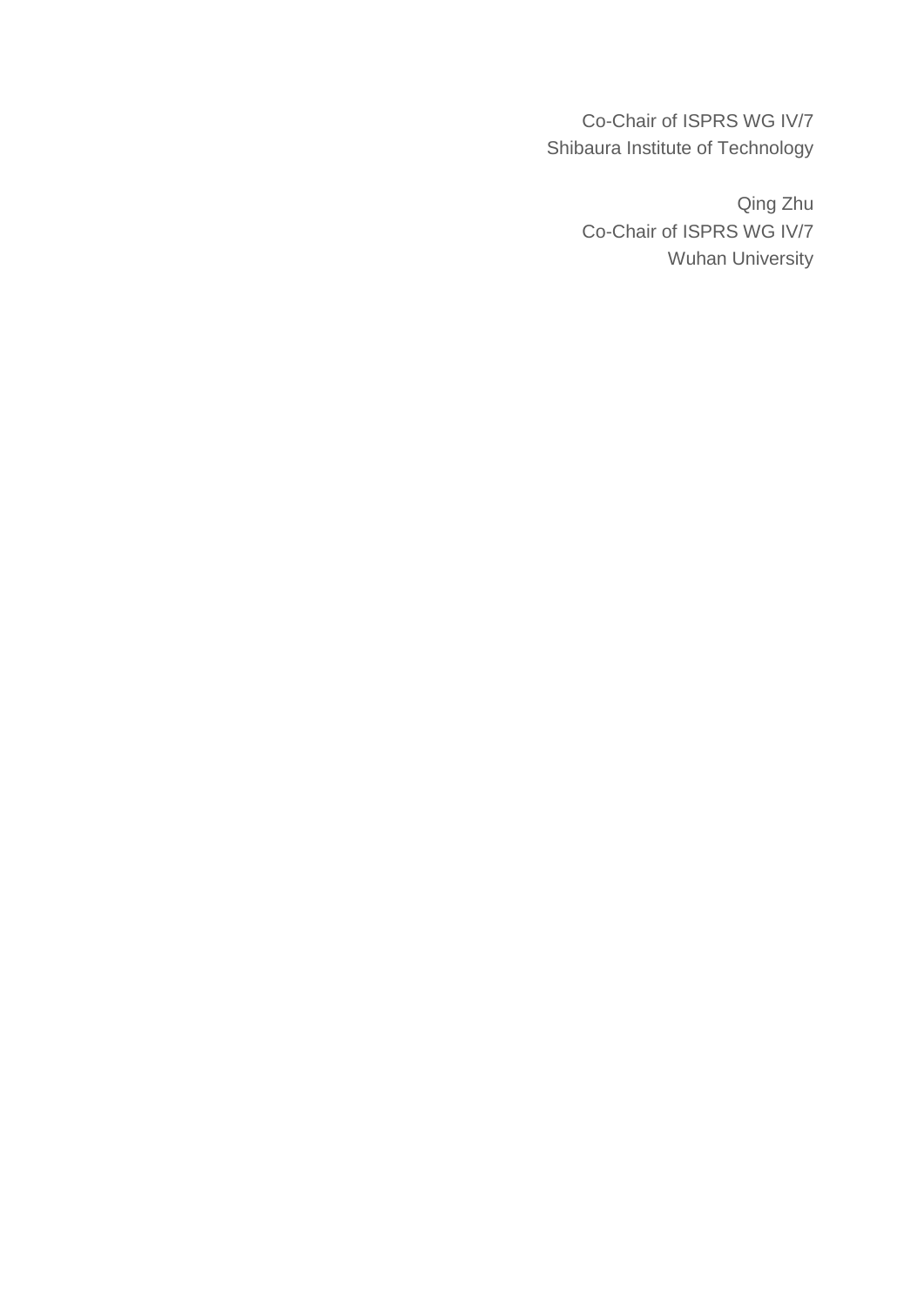Co-Chair of ISPRS WG IV/7
Shibaura Institute of Technology

Qing Zhu
Co-Chair of ISPRS WG IV/7
Wuhan University